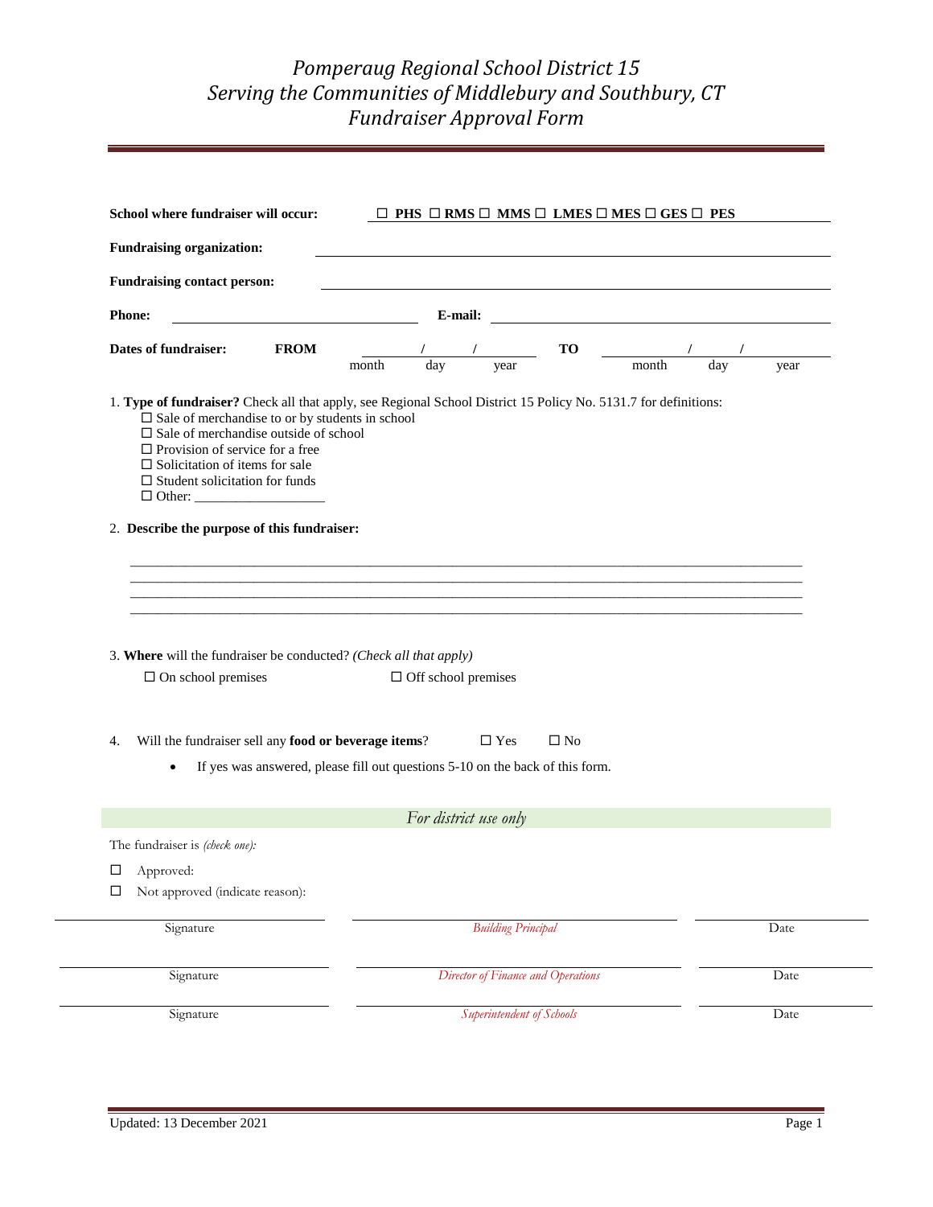# *Pomperaug Regional School District 15*
# *Serving the Communities of Middlebury and Southbury, CT*
# *Fundraiser Approval Form*

**School where fundraiser will occur:** ☐ **PHS** ☐ **RMS** ☐ **MMS** ☐ **LMES** ☐ **MES** ☐ **GES** ☐ **PES**

**Fundraising organization:** ______________________________

**Fundraising contact person:** ______________________________

**Phone:** ______________________ **E-mail:** ______________________

**Dates of fundraiser:** **FROM** ____/____/____ (month / day / year) **TO** ____/____/____ (month / day / year)

1. **Type of fundraiser?** Check all that apply, see Regional School District 15 Policy No. 5131.7 for definitions:
   - ☐ Sale of merchandise to or by students in school
   - ☐ Sale of merchandise outside of school
   - ☐ Provision of service for a free
   - ☐ Solicitation of items for sale
   - ☐ Student solicitation for funds
   - ☐ Other: __________________

2. **Describe the purpose of this fundraiser:**

____________________________________________________________
____________________________________________________________
____________________________________________________________
____________________________________________________________

3. **Where** will the fundraiser be conducted? *(Check all that apply)*

   ☐ On school premises ☐ Off school premises

4. Will the fundraiser sell any **food or beverage items**? ☐ Yes ☐ No

   - If yes was answered, please fill out questions 5-10 on the back of this form.

*For district use only*

The fundraiser is *(check one):*

☐ Approved:

☐ Not approved (indicate reason):

| Signature | *Building Principal* | Date |
|---|---|---|
| Signature | *Director of Finance and Operations* | Date |
| Signature | *Superintendent of Schools* | Date |

Updated: 13 December 2021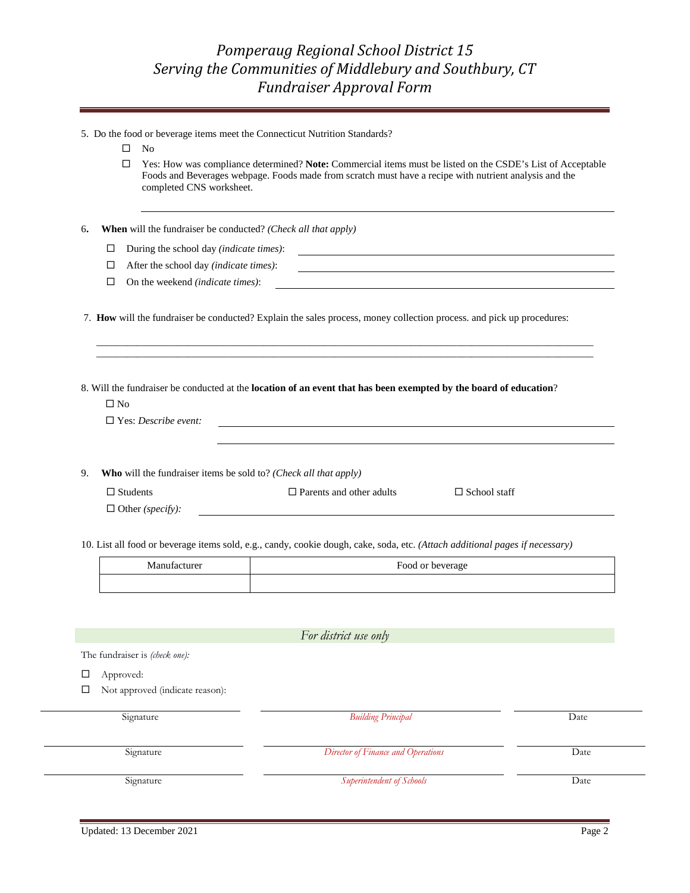# *Pomperaug Regional School District 15*
# *Serving the Communities of Middlebury and Southbury, CT*
# *Fundraiser Approval Form*

5. Do the food or beverage items meet the Connecticut Nutrition Standards?
   - ☐ No
   - ☐ Yes: How was compliance determined? **Note:** Commercial items must be listed on the CSDE's List of Acceptable Foods and Beverages webpage. Foods made from scratch must have a recipe with nutrient analysis and the completed CNS worksheet.

   ______________________________________________

6. **When** will the fundraiser be conducted? *(Check all that apply)*
   - ☐ During the school day *(indicate times)*: ______________________
   - ☐ After the school day *(indicate times)*: ______________________
   - ☐ On the weekend *(indicate times)*: ______________________

7. **How** will the fundraiser be conducted? Explain the sales process, money collection process. and pick up procedures:

   ______________________________________________
   ______________________________________________

8. Will the fundraiser be conducted at the **location of an event that has been exempted by the board of education**?
   - ☐ No
   - ☐ Yes: *Describe event:* ______________________

   ______________________________________________

9. **Who** will the fundraiser items be sold to? *(Check all that apply)*
   - ☐ Students
   - ☐ Parents and other adults
   - ☐ School staff
   - ☐ Other *(specify)*: ______________________

10. List all food or beverage items sold, e.g., candy, cookie dough, cake, soda, etc. *(Attach additional pages if necessary)*

| Manufacturer | Food or beverage |
|---|---|
| | |

*For district use only*

The fundraiser is *(check one)*:

- ☐ Approved:
- ☐ Not approved (indicate reason):

| Signature | *Building Principal* | Date |
|---|---|---|
| Signature | *Director of Finance and Operations* | Date |
| Signature | *Superintendent of Schools* | Date |

Updated: 13 December 2021